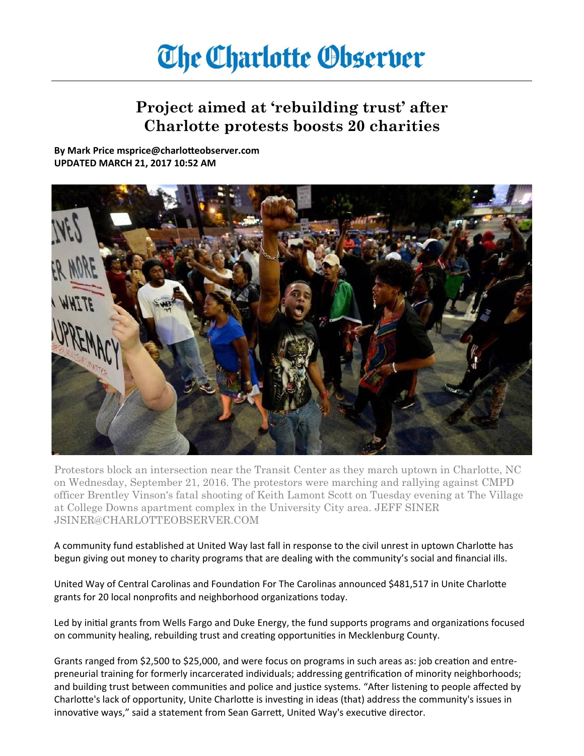# The Charlotte Observer

## Project aimed at 'rebuilding trust' after Charlotte protests boosts 20 charities

**By Mark Price msprice@charlotteobserver.com**
**UPDATED MARCH 21, 2017 10:52 AM**

Protestors block an intersection near the Transit Center as they march uptown in Charlotte, NC on Wednesday, September 21, 2016. The protestors were marching and rallying against CMPD officer Brentley Vinson's fatal shooting of Keith Lamont Scott on Tuesday evening at The Village at College Downs apartment complex in the University City area. JEFF SINER JSINER@CHARLOTTEOBSERVER.COM

A community fund established at United Way last fall in response to the civil unrest in uptown Charlotte has begun giving out money to charity programs that are dealing with the community's social and financial ills.

United Way of Central Carolinas and Foundation For The Carolinas announced $481,517 in Unite Charlotte grants for 20 local nonprofits and neighborhood organizations today.

Led by initial grants from Wells Fargo and Duke Energy, the fund supports programs and organizations focused on community healing, rebuilding trust and creating opportunities in Mecklenburg County.

Grants ranged from $2,500 to $25,000, and were focus on programs in such areas as: job creation and entrepreneurial training for formerly incarcerated individuals; addressing gentrification of minority neighborhoods; and building trust between communities and police and justice systems. "After listening to people affected by Charlotte's lack of opportunity, Unite Charlotte is investing in ideas (that) address the community's issues in innovative ways," said a statement from Sean Garrett, United Way's executive director.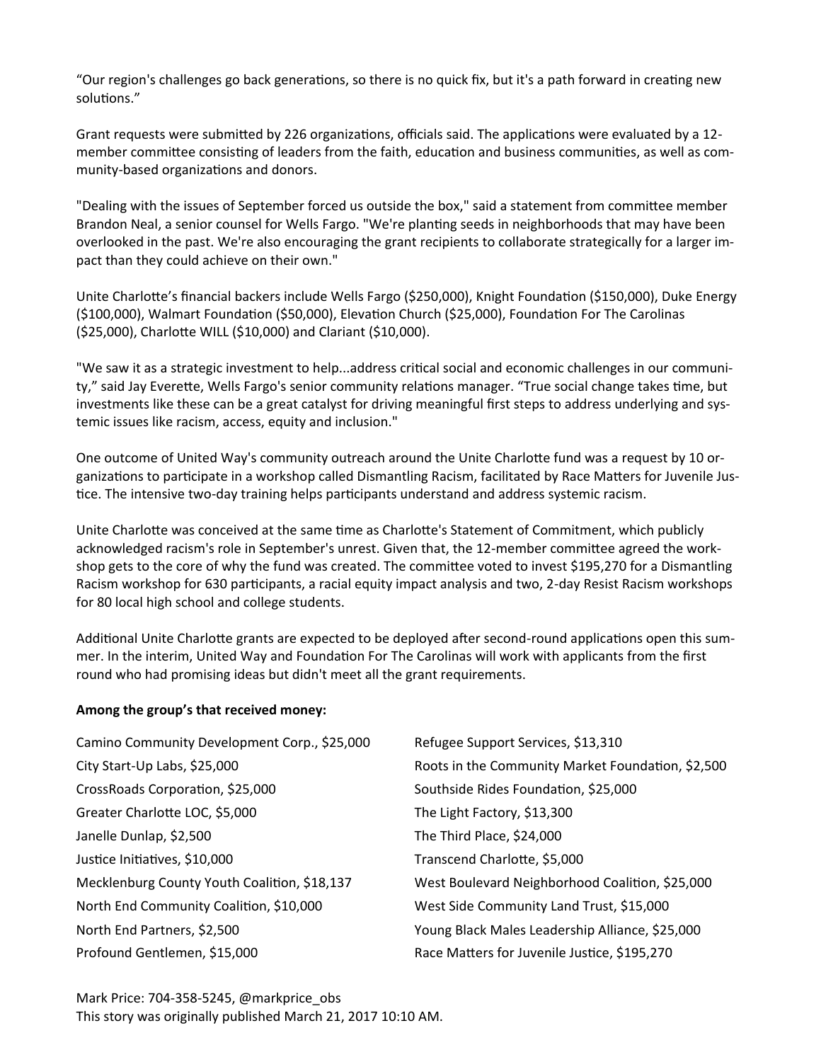“Our region's challenges go back generations, so there is no quick fix, but it's a path forward in creating new solutions.”

Grant requests were submitted by 226 organizations, officials said. The applications were evaluated by a 12-member committee consisting of leaders from the faith, education and business communities, as well as community-based organizations and donors.

"Dealing with the issues of September forced us outside the box," said a statement from committee member Brandon Neal, a senior counsel for Wells Fargo. "We're planting seeds in neighborhoods that may have been overlooked in the past. We're also encouraging the grant recipients to collaborate strategically for a larger impact than they could achieve on their own."

Unite Charlotte’s financial backers include Wells Fargo ($250,000), Knight Foundation ($150,000), Duke Energy ($100,000), Walmart Foundation ($50,000), Elevation Church ($25,000), Foundation For The Carolinas ($25,000), Charlotte WILL ($10,000) and Clariant ($10,000).

"We saw it as a strategic investment to help...address critical social and economic challenges in our community,” said Jay Everette, Wells Fargo's senior community relations manager. “True social change takes time, but investments like these can be a great catalyst for driving meaningful first steps to address underlying and systemic issues like racism, access, equity and inclusion."

One outcome of United Way's community outreach around the Unite Charlotte fund was a request by 10 organizations to participate in a workshop called Dismantling Racism, facilitated by Race Matters for Juvenile Justice. The intensive two-day training helps participants understand and address systemic racism.

Unite Charlotte was conceived at the same time as Charlotte's Statement of Commitment, which publicly acknowledged racism's role in September's unrest. Given that, the 12-member committee agreed the workshop gets to the core of why the fund was created. The committee voted to invest $195,270 for a Dismantling Racism workshop for 630 participants, a racial equity impact analysis and two, 2-day Resist Racism workshops for 80 local high school and college students.

Additional Unite Charlotte grants are expected to be deployed after second-round applications open this summer. In the interim, United Way and Foundation For The Carolinas will work with applicants from the first round who had promising ideas but didn't meet all the grant requirements.

**Among the group’s that received money:**

Camino Community Development Corp., $25,000
City Start-Up Labs, $25,000
CrossRoads Corporation, $25,000
Greater Charlotte LOC, $5,000
Janelle Dunlap, $2,500
Justice Initiatives, $10,000
Mecklenburg County Youth Coalition, $18,137
North End Community Coalition, $10,000
North End Partners, $2,500
Profound Gentlemen, $15,000
Refugee Support Services, $13,310
Roots in the Community Market Foundation, $2,500
Southside Rides Foundation, $25,000
The Light Factory, $13,300
The Third Place, $24,000
Transcend Charlotte, $5,000
West Boulevard Neighborhood Coalition, $25,000
West Side Community Land Trust, $15,000
Young Black Males Leadership Alliance, $25,000
Race Matters for Juvenile Justice, $195,270

Mark Price: 704-358-5245, @markprice_obs
This story was originally published March 21, 2017 10:10 AM.